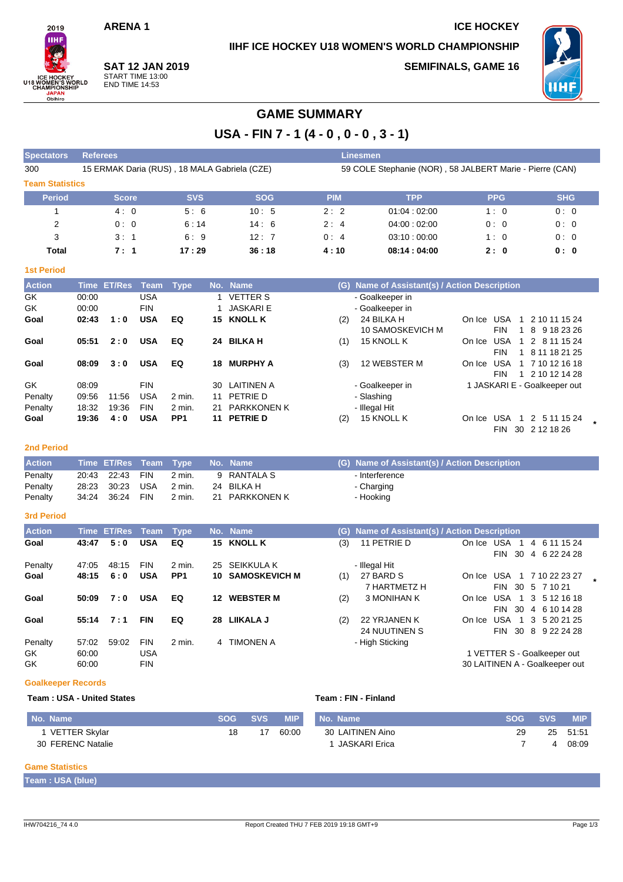ARENA 1

ICE HOCKEY

IIHF ICE HOCKEY U18 WOMEN'S WORLD CHAMPIONSHIP

**SAT 12 JAN 2019**
START TIME 13:00
END TIME 14:53

SEMIFINALS, GAME 16

# GAME SUMMARY

## USA - FIN 7 - 1 (4 - 0 , 0 - 0 , 3 - 1)

| Spectators | Referees | Linesmen |
|---|---|---|
| 300 | 15 ERMAK Daria (RUS) , 18 MALA Gabriela (CZE) | 59 COLE Stephanie (NOR) , 58 JALBERT Marie - Pierre (CAN) |

### Team Statistics

| Period | Score | SVS | SOG | PIM | TPP | PPG | SHG |
|---|---|---|---|---|---|---|---|
| 1 | 4 : 0 | 5 : 6 | 10 : 5 | 2 : 2 | 01:04 : 02:00 | 1 : 0 | 0 : 0 |
| 2 | 0 : 0 | 6 : 14 | 14 : 6 | 2 : 4 | 04:00 : 02:00 | 0 : 0 | 0 : 0 |
| 3 | 3 : 1 | 6 : 9 | 12 : 7 | 0 : 4 | 03:10 : 00:00 | 1 : 0 | 0 : 0 |
| **Total** | **7 : 1** | **17 : 29** | **36 : 18** | **4 : 10** | **08:14 : 04:00** | **2 : 0** | **0 : 0** |

### 1st Period

| Action | Time | ET/Res | Team | Type | No. | Name | (G) | Name of Assistant(s) / Action Description | | |
|---|---|---|---|---|---|---|---|---|---|---|
| GK | 00:00 | | USA | | 1 | VETTER S | | - Goalkeeper in | | |
| GK | 00:00 | | FIN | | 1 | JASKARI E | | - Goalkeeper in | | |
| **Goal** | **02:43** | **1 : 0** | **USA** | **EQ** | **15** | **KNOLL K** | (2) | 24 BILKA H<br>10 SAMOSKEVICH M | On Ice | USA 1 2 10 11 15 24<br>FIN 1 8 9 18 23 26 |
| **Goal** | **05:51** | **2 : 0** | **USA** | **EQ** | **24** | **BILKA H** | (1) | 15 KNOLL K | On Ice | USA 1 2 8 11 15 24<br>FIN 1 8 11 18 21 25 |
| **Goal** | **08:09** | **3 : 0** | **USA** | **EQ** | **18** | **MURPHY A** | (3) | 12 WEBSTER M | On Ice | USA 1 7 10 12 16 18<br>FIN 1 2 10 12 14 28 |
| GK | 08:09 | | FIN | | 30 | LAITINEN A | | - Goalkeeper in | | 1 JASKARI E - Goalkeeper out |
| Penalty | 09:56 | 11:56 | USA | 2 min. | 11 | PETRIE D | | - Slashing | | |
| Penalty | 18:32 | 19:36 | FIN | 2 min. | 21 | PARKKONEN K | | - Illegal Hit | | |
| **Goal** | **19:36** | **4 : 0** | **USA** | **PP1** | **11** | **PETRIE D** | (2) | 15 KNOLL K | On Ice | USA 1 2 5 11 15 24<br>FIN 30 2 12 18 26 * |

### 2nd Period

| Action | Time | ET/Res | Team | Type | No. | Name | (G) | Name of Assistant(s) / Action Description |
|---|---|---|---|---|---|---|---|---|
| Penalty | 20:43 | 22:43 | FIN | 2 min. | 9 | RANTALA S | | - Interference |
| Penalty | 28:23 | 30:23 | USA | 2 min. | 24 | BILKA H | | - Charging |
| Penalty | 34:24 | 36:24 | FIN | 2 min. | 21 | PARKKONEN K | | - Hooking |

### 3rd Period

| Action | Time | ET/Res | Team | Type | No. | Name | (G) | Name of Assistant(s) / Action Description | | |
|---|---|---|---|---|---|---|---|---|---|---|
| **Goal** | **43:47** | **5 : 0** | **USA** | **EQ** | **15** | **KNOLL K** | (3) | 11 PETRIE D | On Ice | USA 1 4 6 11 15 24<br>FIN 30 4 6 22 24 28 |
| Penalty | 47:05 | 48:15 | FIN | 2 min. | 25 | SEIKKULA K | | - Illegal Hit | | |
| **Goal** | **48:15** | **6 : 0** | **USA** | **PP1** | **10** | **SAMOSKEVICH M** | (1) | 27 BARD S<br>7 HARTMETZ H | On Ice | USA 1 7 10 22 23 27 *<br>FIN 30 5 7 10 21 |
| **Goal** | **50:09** | **7 : 0** | **USA** | **EQ** | **12** | **WEBSTER M** | (2) | 3 MONIHAN K | On Ice | USA 1 3 5 12 16 18<br>FIN 30 4 6 10 14 28 |
| **Goal** | **55:14** | **7 : 1** | **FIN** | **EQ** | **28** | **LIIKALA J** | (2) | 22 YRJANEN K<br>24 NUUTINEN S | On Ice | USA 1 3 5 20 21 25<br>FIN 30 8 9 22 24 28 |
| Penalty | 57:02 | 59:02 | FIN | 2 min. | 4 | TIMONEN A | | - High Sticking | | |
| GK | 60:00 | | USA | | | | | | | 1 VETTER S - Goalkeeper out |
| GK | 60:00 | | FIN | | | | | | | 30 LAITINEN A - Goalkeeper out |

### Goalkeeper Records

**Team : USA - United States**

| No. Name | SOG | SVS | MIP |
|---|---|---|---|
| 1 VETTER Skylar | 18 | 17 | 60:00 |
| 30 FERENC Natalie | | | |

**Team : FIN - Finland**

| No. Name | SOG | SVS | MIP |
|---|---|---|---|
| 30 LAITINEN Aino | 29 | 25 | 51:51 |
| 1 JASKARI Erica | 7 | 4 | 08:09 |

### Game Statistics

**Team : USA (blue)**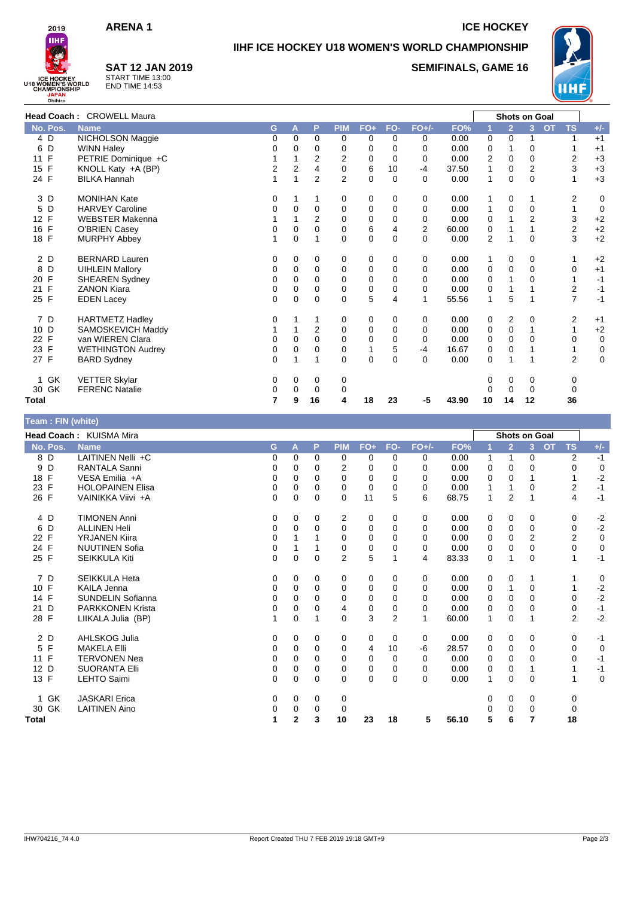# ARENA 1

# ICE HOCKEY

## IIHF ICE HOCKEY U18 WOMEN'S WORLD CHAMPIONSHIP

**SAT 12 JAN 2019**
START TIME 13:00
END TIME 14:53

**SEMIFINALS, GAME 16**

**Head Coach :** CROWELL Maura

| No. | Pos. | Name | G | A | P | PIM | FO+ | FO- | FO+/- | FO% | Shots on Goal 1 | 2 | 3 | OT | TS | +/- |
|---|---|---|---|---|---|---|---|---|---|---|---|---|---|---|---|---|
| 4 | D | NICHOLSON Maggie | 0 | 0 | 0 | 0 | 0 | 0 | 0 | 0.00 | 0 | 0 | 1 | | 1 | +1 |
| 6 | D | WINN Haley | 0 | 0 | 0 | 0 | 0 | 0 | 0 | 0.00 | 0 | 1 | 0 | | 1 | +1 |
| 11 | F | PETRIE Dominique +C | 1 | 1 | 2 | 2 | 0 | 0 | 0 | 0.00 | 2 | 0 | 0 | | 2 | +3 |
| 15 | F | KNOLL Katy +A (BP) | 2 | 2 | 4 | 0 | 6 | 10 | -4 | 37.50 | 1 | 0 | 2 | | 3 | +3 |
| 24 | F | BILKA Hannah | 1 | 1 | 2 | 2 | 0 | 0 | 0 | 0.00 | 1 | 0 | 0 | | 1 | +3 |
| 3 | D | MONIHAN Kate | 0 | 1 | 1 | 0 | 0 | 0 | 0 | 0.00 | 1 | 0 | 1 | | 2 | 0 |
| 5 | D | HARVEY Caroline | 0 | 0 | 0 | 0 | 0 | 0 | 0 | 0.00 | 1 | 0 | 0 | | 1 | 0 |
| 12 | F | WEBSTER Makenna | 1 | 1 | 2 | 0 | 0 | 0 | 0 | 0.00 | 0 | 1 | 2 | | 3 | +2 |
| 16 | F | O'BRIEN Casey | 0 | 0 | 0 | 0 | 6 | 4 | 2 | 60.00 | 0 | 1 | 1 | | 2 | +2 |
| 18 | F | MURPHY Abbey | 1 | 0 | 1 | 0 | 0 | 0 | 0 | 0.00 | 2 | 1 | 0 | | 3 | +2 |
| 2 | D | BERNARD Lauren | 0 | 0 | 0 | 0 | 0 | 0 | 0 | 0.00 | 1 | 0 | 0 | | 1 | +2 |
| 8 | D | UIHLEIN Mallory | 0 | 0 | 0 | 0 | 0 | 0 | 0 | 0.00 | 0 | 0 | 0 | | 0 | +1 |
| 20 | F | SHEAREN Sydney | 0 | 0 | 0 | 0 | 0 | 0 | 0 | 0.00 | 0 | 1 | 0 | | 1 | -1 |
| 21 | F | ZANON Kiara | 0 | 0 | 0 | 0 | 0 | 0 | 0 | 0.00 | 0 | 1 | 1 | | 2 | -1 |
| 25 | F | EDEN Lacey | 0 | 0 | 0 | 0 | 5 | 4 | 1 | 55.56 | 1 | 5 | 1 | | 7 | -1 |
| 7 | D | HARTMETZ Hadley | 0 | 1 | 1 | 0 | 0 | 0 | 0 | 0.00 | 0 | 2 | 0 | | 2 | +1 |
| 10 | D | SAMOSKEVICH Maddy | 1 | 1 | 2 | 0 | 0 | 0 | 0 | 0.00 | 0 | 0 | 1 | | 1 | +2 |
| 22 | F | van WIEREN Clara | 0 | 0 | 0 | 0 | 0 | 0 | 0 | 0.00 | 0 | 0 | 0 | | 0 | 0 |
| 23 | F | WETHINGTON Audrey | 0 | 0 | 0 | 0 | 1 | 5 | -4 | 16.67 | 0 | 0 | 1 | | 1 | 0 |
| 27 | F | BARD Sydney | 0 | 1 | 1 | 0 | 0 | 0 | 0 | 0.00 | 0 | 1 | 1 | | 2 | 0 |
| 1 | GK | VETTER Skylar | 0 | 0 | 0 | 0 | | | | | 0 | 0 | 0 | | 0 | |
| 30 | GK | FERENC Natalie | 0 | 0 | 0 | 0 | | | | | 0 | 0 | 0 | | 0 | |
| **Total** | | | **7** | **9** | **16** | **4** | **18** | **23** | **-5** | **43.90** | **10** | **14** | **12** | | **36** | |

**Team : FIN (white)**

**Head Coach :** KUISMA Mira

| No. | Pos. | Name | G | A | P | PIM | FO+ | FO- | FO+/- | FO% | Shots on Goal 1 | 2 | 3 | OT | TS | +/- |
|---|---|---|---|---|---|---|---|---|---|---|---|---|---|---|---|---|
| 8 | D | LAITINEN Nelli +C | 0 | 0 | 0 | 0 | 0 | 0 | 0 | 0.00 | 1 | 1 | 0 | | 2 | -1 |
| 9 | D | RANTALA Sanni | 0 | 0 | 0 | 2 | 0 | 0 | 0 | 0.00 | 0 | 0 | 0 | | 0 | 0 |
| 18 | F | VESA Emilia +A | 0 | 0 | 0 | 0 | 0 | 0 | 0 | 0.00 | 0 | 0 | 1 | | 1 | -2 |
| 23 | F | HOLOPAINEN Elisa | 0 | 0 | 0 | 0 | 0 | 0 | 0 | 0.00 | 1 | 1 | 0 | | 2 | -1 |
| 26 | F | VAINIKKA Viivi +A | 0 | 0 | 0 | 0 | 11 | 5 | 6 | 68.75 | 1 | 2 | 1 | | 4 | -1 |
| 4 | D | TIMONEN Anni | 0 | 0 | 0 | 2 | 0 | 0 | 0 | 0.00 | 0 | 0 | 0 | | 0 | -2 |
| 6 | D | ALLINEN Heli | 0 | 0 | 0 | 0 | 0 | 0 | 0 | 0.00 | 0 | 0 | 0 | | 0 | -2 |
| 22 | F | YRJANEN Kiira | 0 | 1 | 1 | 0 | 0 | 0 | 0 | 0.00 | 0 | 0 | 2 | | 2 | 0 |
| 24 | F | NUUTINEN Sofia | 0 | 1 | 1 | 0 | 0 | 0 | 0 | 0.00 | 0 | 0 | 0 | | 0 | 0 |
| 25 | F | SEIKKULA Kiti | 0 | 0 | 0 | 2 | 5 | 1 | 4 | 83.33 | 0 | 1 | 0 | | 1 | -1 |
| 7 | D | SEIKKULA Heta | 0 | 0 | 0 | 0 | 0 | 0 | 0 | 0.00 | 0 | 0 | 1 | | 1 | 0 |
| 10 | F | KAILA Jenna | 0 | 0 | 0 | 0 | 0 | 0 | 0 | 0.00 | 0 | 1 | 0 | | 1 | -2 |
| 14 | F | SUNDELIN Sofianna | 0 | 0 | 0 | 0 | 0 | 0 | 0 | 0.00 | 0 | 0 | 0 | | 0 | -2 |
| 21 | D | PARKKONEN Krista | 0 | 0 | 0 | 4 | 0 | 0 | 0 | 0.00 | 0 | 0 | 0 | | 0 | -1 |
| 28 | F | LIIKALA Julia (BP) | 1 | 0 | 1 | 0 | 3 | 2 | 1 | 60.00 | 1 | 0 | 1 | | 2 | -2 |
| 2 | D | AHLSKOG Julia | 0 | 0 | 0 | 0 | 0 | 0 | 0 | 0.00 | 0 | 0 | 0 | | 0 | -1 |
| 5 | F | MAKELA Elli | 0 | 0 | 0 | 0 | 4 | 10 | -6 | 28.57 | 0 | 0 | 0 | | 0 | 0 |
| 11 | F | TERVONEN Nea | 0 | 0 | 0 | 0 | 0 | 0 | 0 | 0.00 | 0 | 0 | 0 | | 0 | -1 |
| 12 | D | SUORANTA Elli | 0 | 0 | 0 | 0 | 0 | 0 | 0 | 0.00 | 0 | 0 | 1 | | 1 | -1 |
| 13 | F | LEHTO Saimi | 0 | 0 | 0 | 0 | 0 | 0 | 0 | 0.00 | 1 | 0 | 0 | | 1 | 0 |
| 1 | GK | JASKARI Erica | 0 | 0 | 0 | 0 | | | | | 0 | 0 | 0 | | 0 | |
| 30 | GK | LAITINEN Aino | 0 | 0 | 0 | 0 | | | | | 0 | 0 | 0 | | 0 | |
| **Total** | | | **1** | **2** | **3** | **10** | **23** | **18** | **5** | **56.10** | **5** | **6** | **7** | | **18** | |

IHW704216_74 4.0 Report Created THU 7 FEB 2019 19:18 GMT+9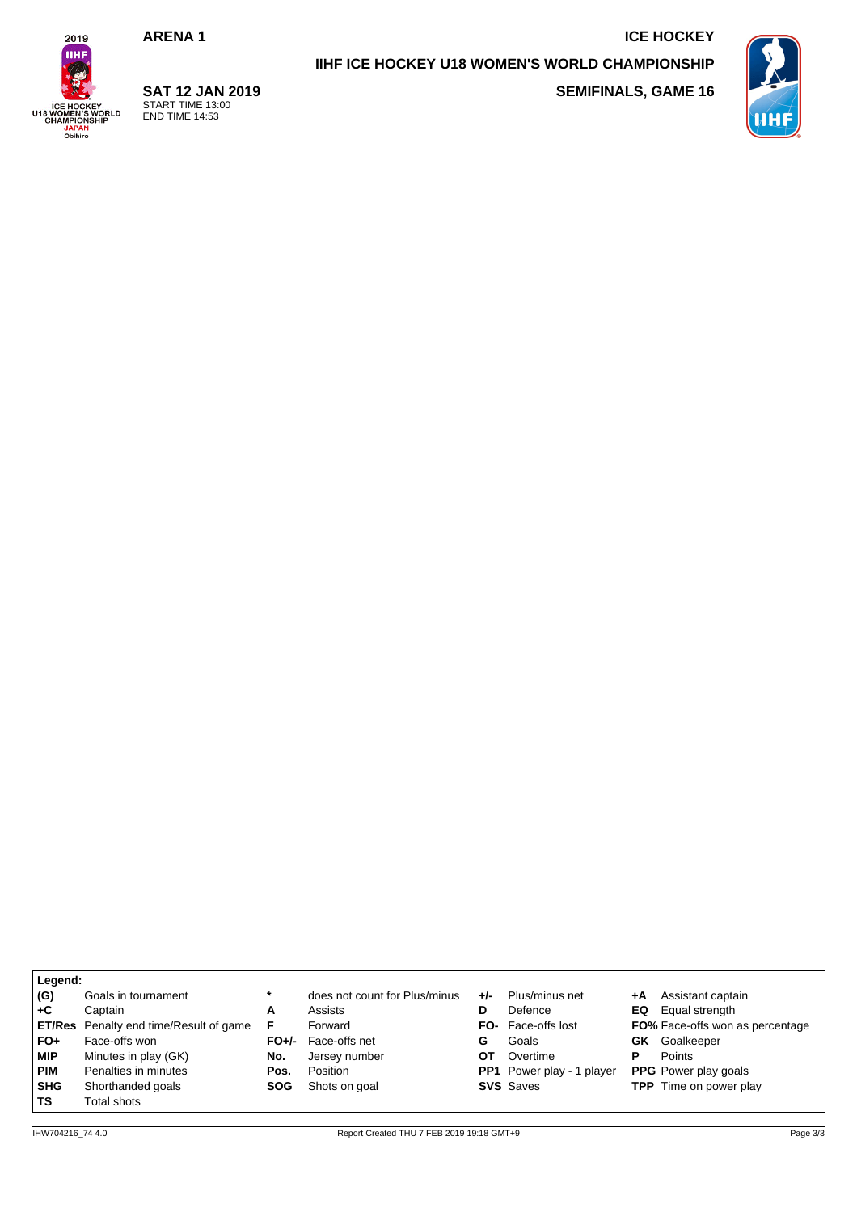ARENA 1

ICE HOCKEY

**IIHF ICE HOCKEY U18 WOMEN'S WORLD CHAMPIONSHIP**

**SAT 12 JAN 2019**
START TIME 13:00
END TIME 14:53

**SEMIFINALS, GAME 16**

**Legend:**

| | | | | | | | |
|---|---|---|---|---|---|---|---|
| **(G)** | Goals in tournament | **\*** | does not count for Plus/minus | **+/-** | Plus/minus net | **+A** | Assistant captain |
| **+C** | Captain | **A** | Assists | **D** | Defence | **EQ** | Equal strength |
| **ET/Res** | Penalty end time/Result of game | **F** | Forward | **FO-** | Face-offs lost | **FO%** | Face-offs won as percentage |
| **FO+** | Face-offs won | **FO+/-** | Face-offs net | **G** | Goals | **GK** | Goalkeeper |
| **MIP** | Minutes in play (GK) | **No.** | Jersey number | **OT** | Overtime | **P** | Points |
| **PIM** | Penalties in minutes | **Pos.** | Position | **PP1** | Power play - 1 player | **PPG** | Power play goals |
| **SHG** | Shorthanded goals | **SOG** | Shots on goal | **SVS** | Saves | **TPP** | Time on power play |
| **TS** | Total shots | | | | | | |

IHW704216_74 4.0 Report Created THU 7 FEB 2019 19:18 GMT+9